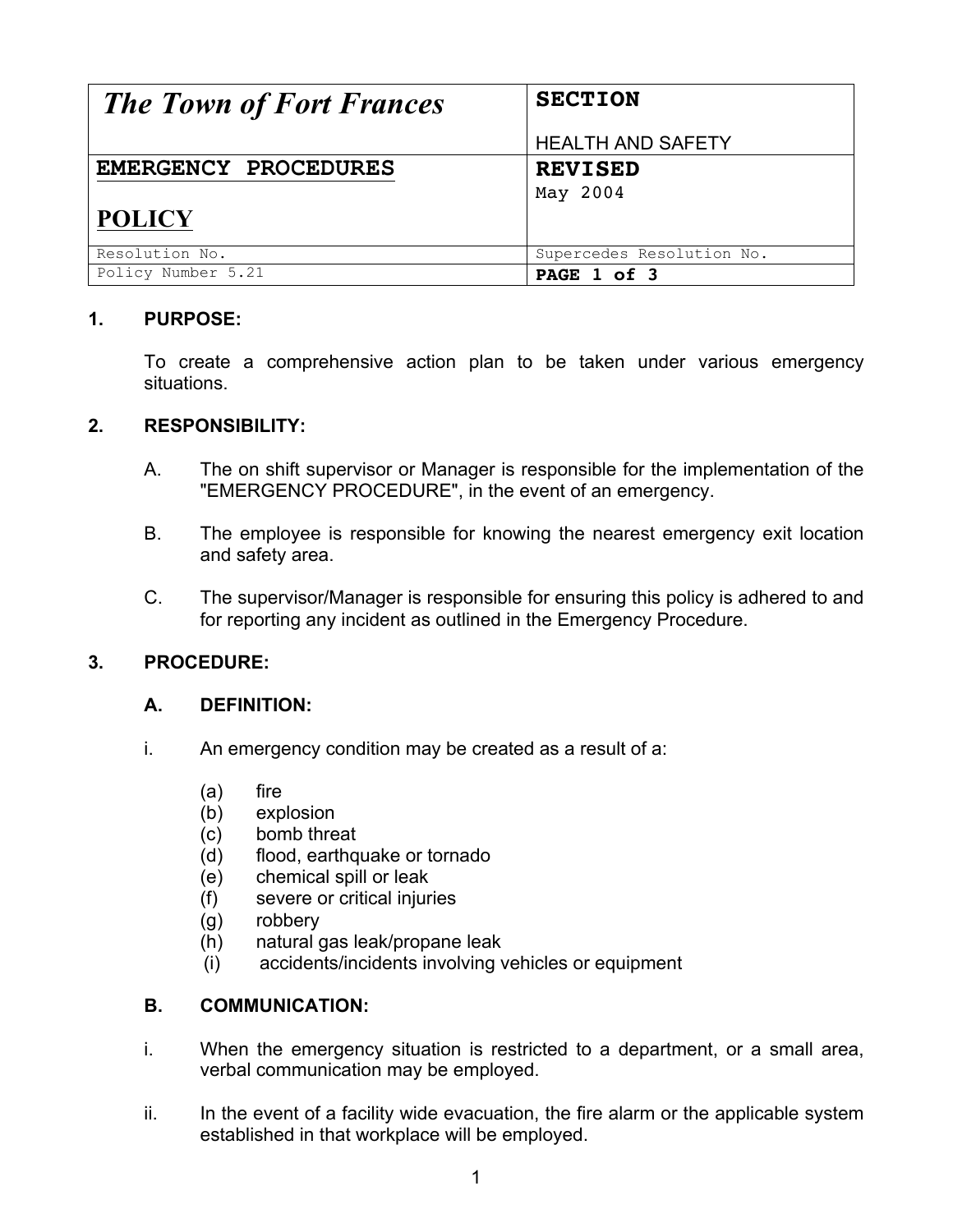| *The Town of Fort Frances* | **SECTION**<br>HEALTH AND SAFETY |
| --- | --- |
| **EMERGENCY PROCEDURES**<br>**POLICY** | **REVISED**<br>May 2004 |
| Resolution No. | Supercedes Resolution No. |
| Policy Number 5.21 | **PAGE 1 of 3** |

**1. PURPOSE:**

To create a comprehensive action plan to be taken under various emergency situations.

**2. RESPONSIBILITY:**

A. The on shift supervisor or Manager is responsible for the implementation of the "EMERGENCY PROCEDURE", in the event of an emergency.

B. The employee is responsible for knowing the nearest emergency exit location and safety area.

C. The supervisor/Manager is responsible for ensuring this policy is adhered to and for reporting any incident as outlined in the Emergency Procedure.

**3. PROCEDURE:**

**A. DEFINITION:**

i. An emergency condition may be created as a result of a:

(a) fire
(b) explosion
(c) bomb threat
(d) flood, earthquake or tornado
(e) chemical spill or leak
(f) severe or critical injuries
(g) robbery
(h) natural gas leak/propane leak
(i) accidents/incidents involving vehicles or equipment

**B. COMMUNICATION:**

i. When the emergency situation is restricted to a department, or a small area, verbal communication may be employed.

ii. In the event of a facility wide evacuation, the fire alarm or the applicable system established in that workplace will be employed.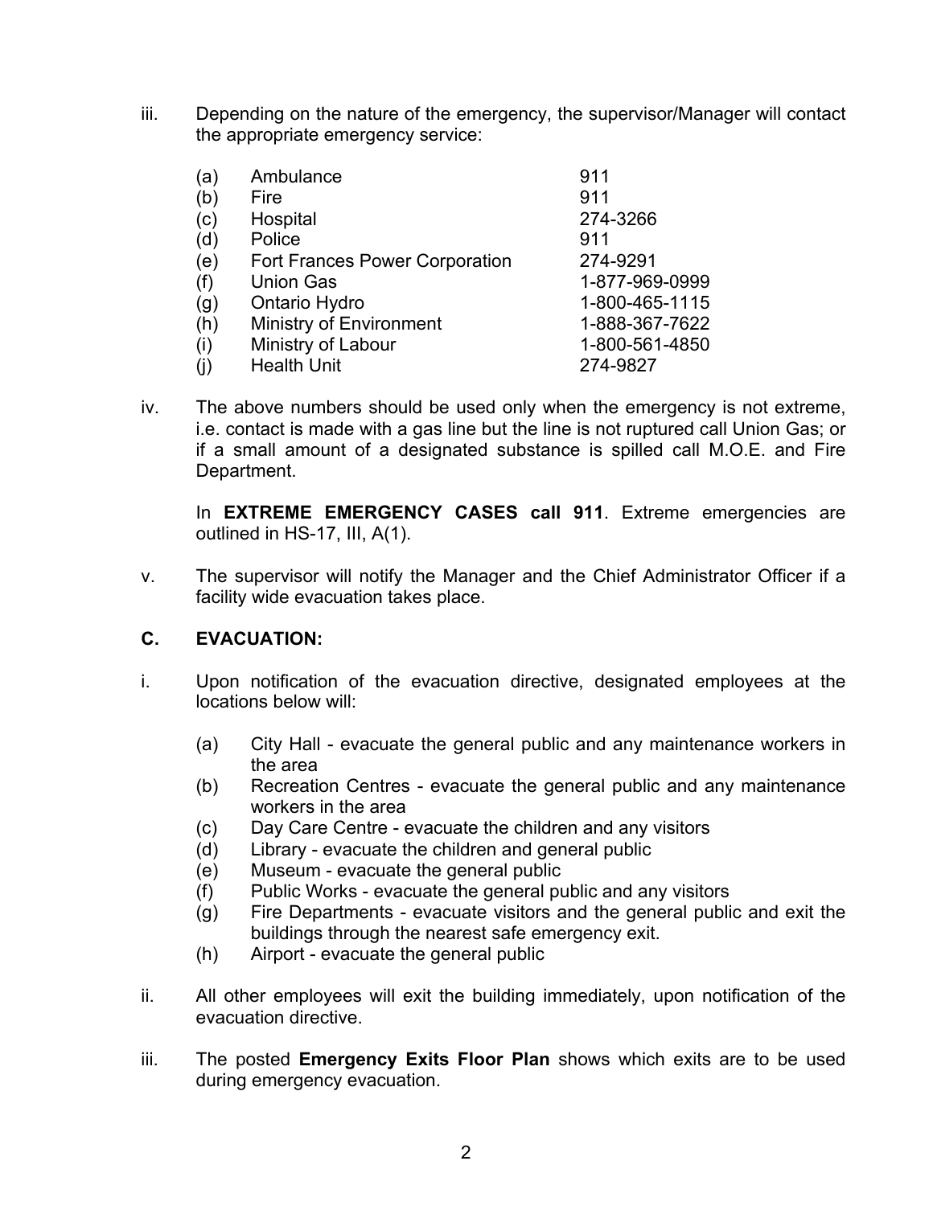iii. Depending on the nature of the emergency, the supervisor/Manager will contact the appropriate emergency service:

| | | |
|---|---|---|
| (a) | Ambulance | 911 |
| (b) | Fire | 911 |
| (c) | Hospital | 274-3266 |
| (d) | Police | 911 |
| (e) | Fort Frances Power Corporation | 274-9291 |
| (f) | Union Gas | 1-877-969-0999 |
| (g) | Ontario Hydro | 1-800-465-1115 |
| (h) | Ministry of Environment | 1-888-367-7622 |
| (i) | Ministry of Labour | 1-800-561-4850 |
| (j) | Health Unit | 274-9827 |

iv. The above numbers should be used only when the emergency is not extreme, i.e. contact is made with a gas line but the line is not ruptured call Union Gas; or if a small amount of a designated substance is spilled call M.O.E. and Fire Department.

In **EXTREME EMERGENCY CASES call 911**. Extreme emergencies are outlined in HS-17, III, A(1).

v. The supervisor will notify the Manager and the Chief Administrator Officer if a facility wide evacuation takes place.

### C. EVACUATION:

i. Upon notification of the evacuation directive, designated employees at the locations below will:

   (a) City Hall - evacuate the general public and any maintenance workers in the area
   (b) Recreation Centres - evacuate the general public and any maintenance workers in the area
   (c) Day Care Centre - evacuate the children and any visitors
   (d) Library - evacuate the children and general public
   (e) Museum - evacuate the general public
   (f) Public Works - evacuate the general public and any visitors
   (g) Fire Departments - evacuate visitors and the general public and exit the buildings through the nearest safe emergency exit.
   (h) Airport - evacuate the general public

ii. All other employees will exit the building immediately, upon notification of the evacuation directive.

iii. The posted **Emergency Exits Floor Plan** shows which exits are to be used during emergency evacuation.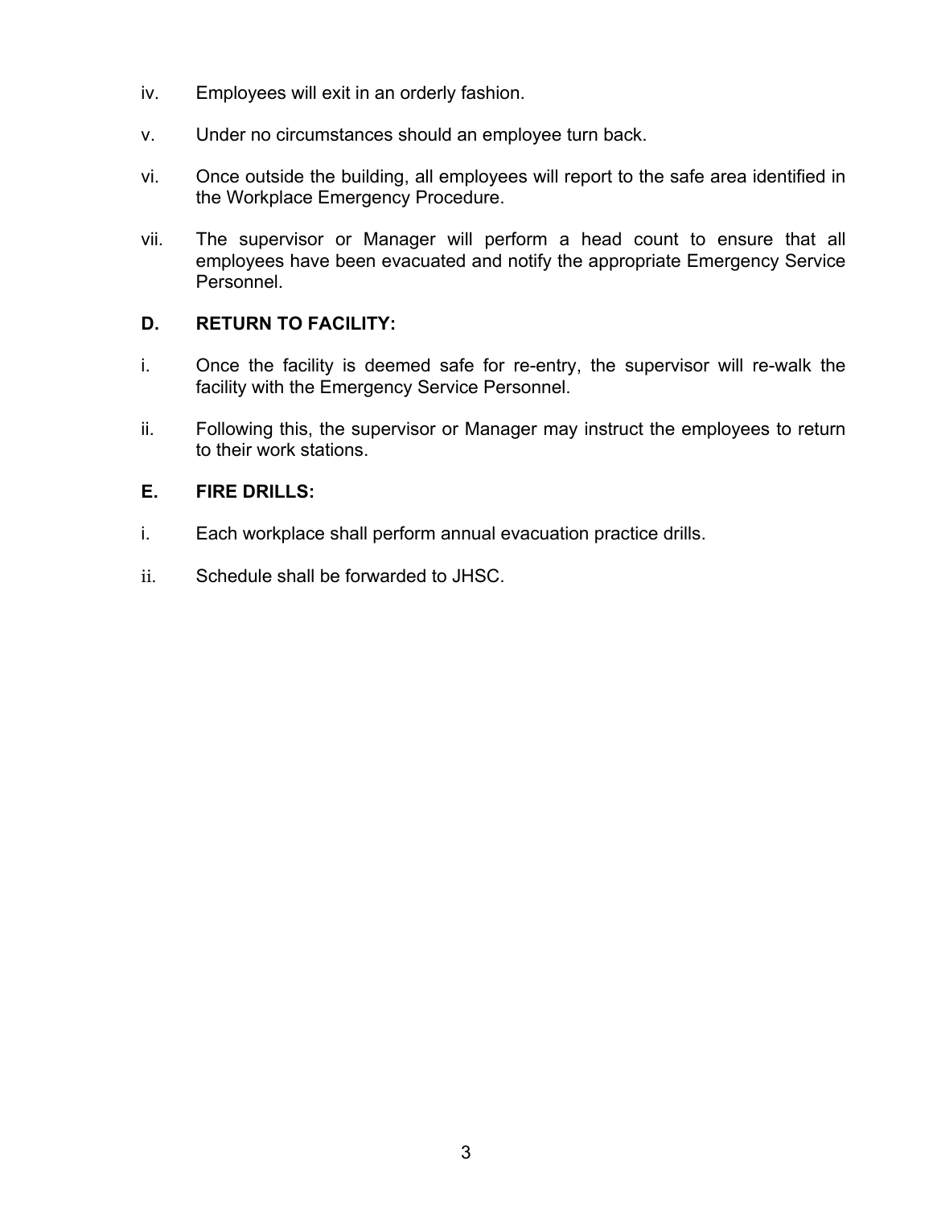iv. Employees will exit in an orderly fashion.

v. Under no circumstances should an employee turn back.

vi. Once outside the building, all employees will report to the safe area identified in the Workplace Emergency Procedure.

vii. The supervisor or Manager will perform a head count to ensure that all employees have been evacuated and notify the appropriate Emergency Service Personnel.

### D. RETURN TO FACILITY:

i. Once the facility is deemed safe for re-entry, the supervisor will re-walk the facility with the Emergency Service Personnel.

ii. Following this, the supervisor or Manager may instruct the employees to return to their work stations.

### E. FIRE DRILLS:

i. Each workplace shall perform annual evacuation practice drills.

ii. Schedule shall be forwarded to JHSC.